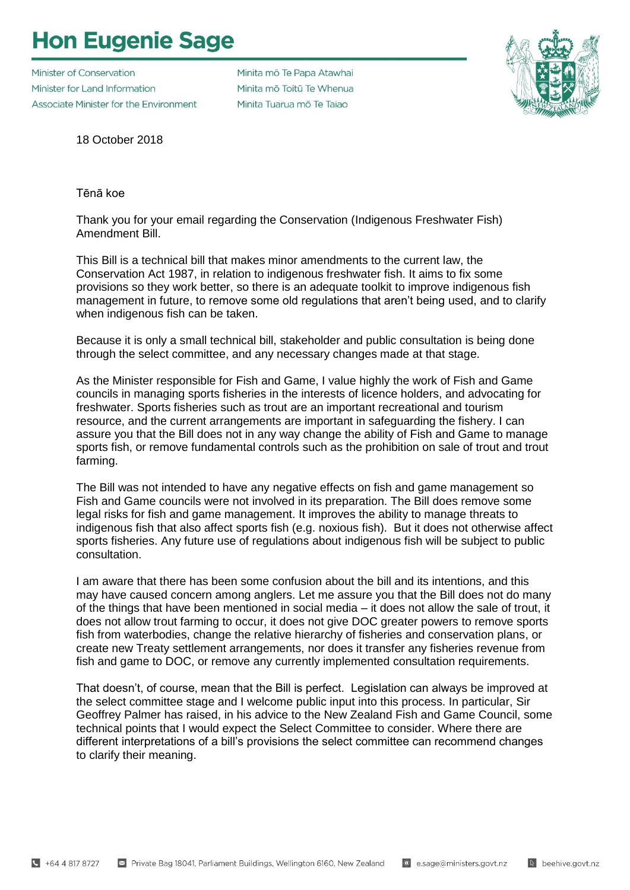# Hon Eugenie Sage

Minister of Conservation
Minister for Land Information
Associate Minister for the Environment

Minita mō Te Papa Atawhai
Minita mō Toitū Te Whenua
Minita Tuarua mō Te Taiao

18 October 2018

Tēnā koe

Thank you for your email regarding the Conservation (Indigenous Freshwater Fish) Amendment Bill.

This Bill is a technical bill that makes minor amendments to the current law, the Conservation Act 1987, in relation to indigenous freshwater fish. It aims to fix some provisions so they work better, so there is an adequate toolkit to improve indigenous fish management in future, to remove some old regulations that aren't being used, and to clarify when indigenous fish can be taken.

Because it is only a small technical bill, stakeholder and public consultation is being done through the select committee, and any necessary changes made at that stage.

As the Minister responsible for Fish and Game, I value highly the work of Fish and Game councils in managing sports fisheries in the interests of licence holders, and advocating for freshwater. Sports fisheries such as trout are an important recreational and tourism resource, and the current arrangements are important in safeguarding the fishery. I can assure you that the Bill does not in any way change the ability of Fish and Game to manage sports fish, or remove fundamental controls such as the prohibition on sale of trout and trout farming.

The Bill was not intended to have any negative effects on fish and game management so Fish and Game councils were not involved in its preparation. The Bill does remove some legal risks for fish and game management. It improves the ability to manage threats to indigenous fish that also affect sports fish (e.g. noxious fish). But it does not otherwise affect sports fisheries. Any future use of regulations about indigenous fish will be subject to public consultation.

I am aware that there has been some confusion about the bill and its intentions, and this may have caused concern among anglers. Let me assure you that the Bill does not do many of the things that have been mentioned in social media – it does not allow the sale of trout, it does not allow trout farming to occur, it does not give DOC greater powers to remove sports fish from waterbodies, change the relative hierarchy of fisheries and conservation plans, or create new Treaty settlement arrangements, nor does it transfer any fisheries revenue from fish and game to DOC, or remove any currently implemented consultation requirements.

That doesn't, of course, mean that the Bill is perfect. Legislation can always be improved at the select committee stage and I welcome public input into this process. In particular, Sir Geoffrey Palmer has raised, in his advice to the New Zealand Fish and Game Council, some technical points that I would expect the Select Committee to consider. Where there are different interpretations of a bill's provisions the select committee can recommend changes to clarify their meaning.

+64 4 817 8727 | Private Bag 18041, Parliament Buildings, Wellington 6160, New Zealand | e.sage@ministers.govt.nz | beehive.govt.nz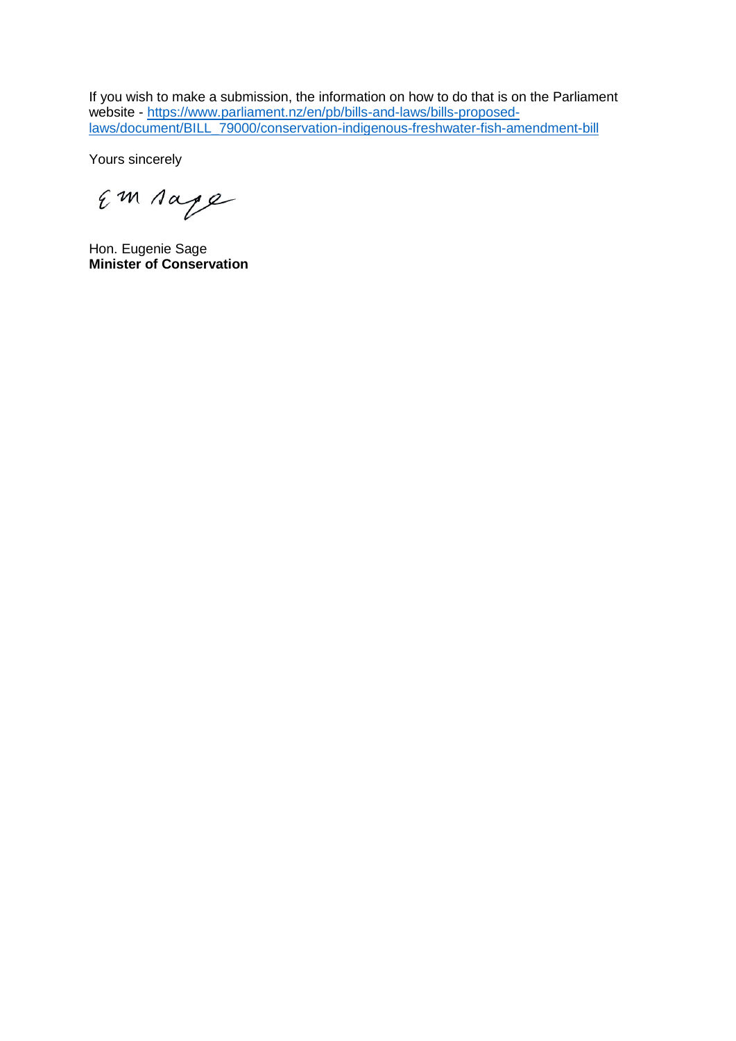If you wish to make a submission, the information on how to do that is on the Parliament website - [https://www.parliament.nz/en/pb/bills-and-laws/bills-proposed-laws/document/BILL_79000/conservation-indigenous-freshwater-fish-amendment-bill](https://www.parliament.nz/en/pb/bills-and-laws/bills-proposed-laws/document/BILL_79000/conservation-indigenous-freshwater-fish-amendment-bill)

Yours sincerely

E M Sage

Hon. Eugenie Sage
**Minister of Conservation**